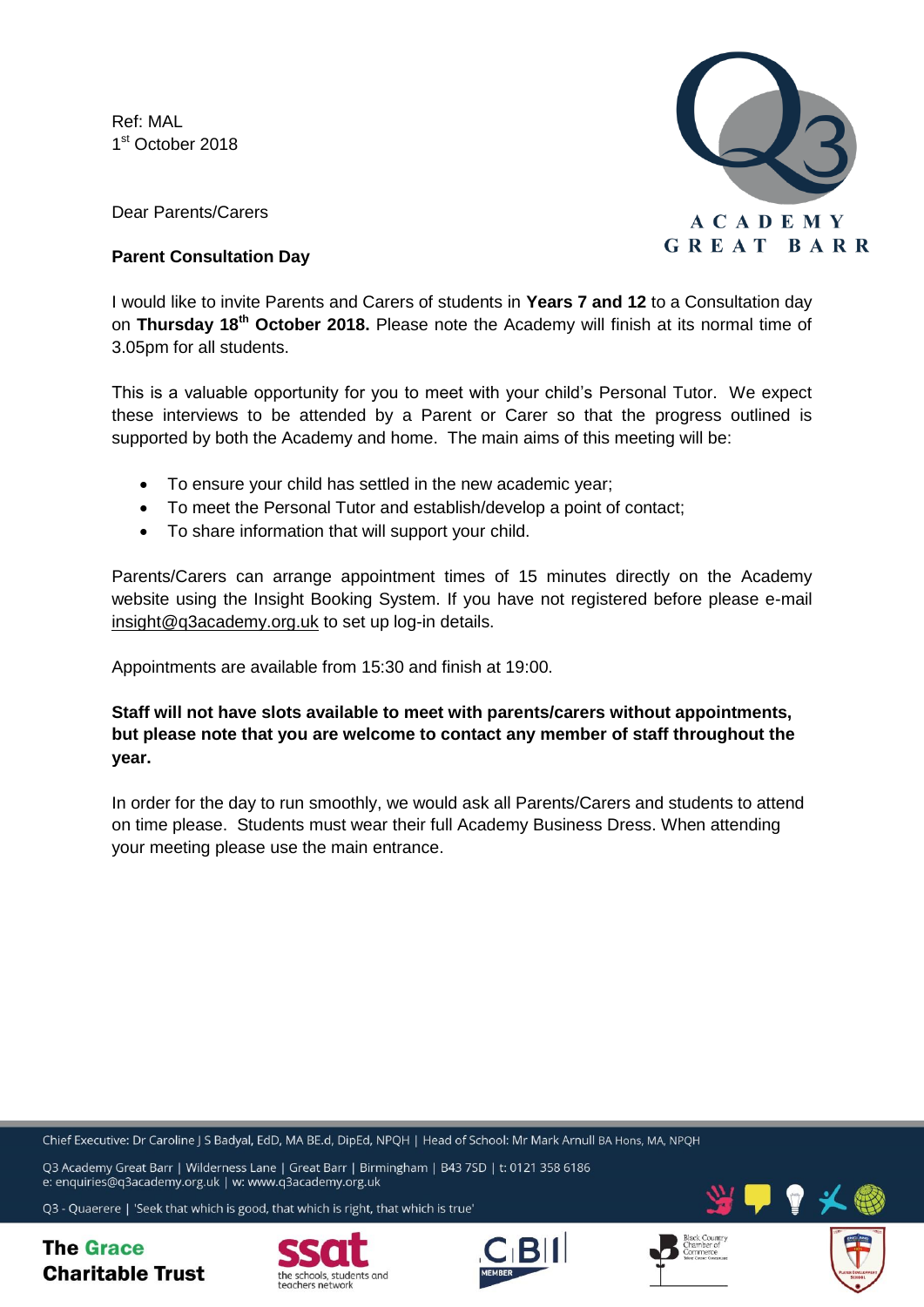Ref: MAL
1st October 2018

Dear Parents/Carers

**Parent Consultation Day**

I would like to invite Parents and Carers of students in **Years 7 and 12** to a Consultation day on **Thursday 18th October 2018.** Please note the Academy will finish at its normal time of 3.05pm for all students.

This is a valuable opportunity for you to meet with your child's Personal Tutor. We expect these interviews to be attended by a Parent or Carer so that the progress outlined is supported by both the Academy and home. The main aims of this meeting will be:

- To ensure your child has settled in the new academic year;
- To meet the Personal Tutor and establish/develop a point of contact;
- To share information that will support your child.

Parents/Carers can arrange appointment times of 15 minutes directly on the Academy website using the Insight Booking System. If you have not registered before please e-mail insight@q3academy.org.uk to set up log-in details.

Appointments are available from 15:30 and finish at 19:00.

**Staff will not have slots available to meet with parents/carers without appointments, but please note that you are welcome to contact any member of staff throughout the year.**

In order for the day to run smoothly, we would ask all Parents/Carers and students to attend on time please. Students must wear their full Academy Business Dress. When attending your meeting please use the main entrance.

Chief Executive: Dr Caroline J S Badyal, EdD, MA BE.d, DipEd, NPQH | Head of School: Mr Mark Arnull BA Hons, MA, NPQH

Q3 Academy Great Barr | Wilderness Lane | Great Barr | Birmingham | B43 7SD | t: 0121 358 6186
e: enquiries@q3academy.org.uk | w: www.q3academy.org.uk

Q3 - Quaerere | 'Seek that which is good, that which is right, that which is true'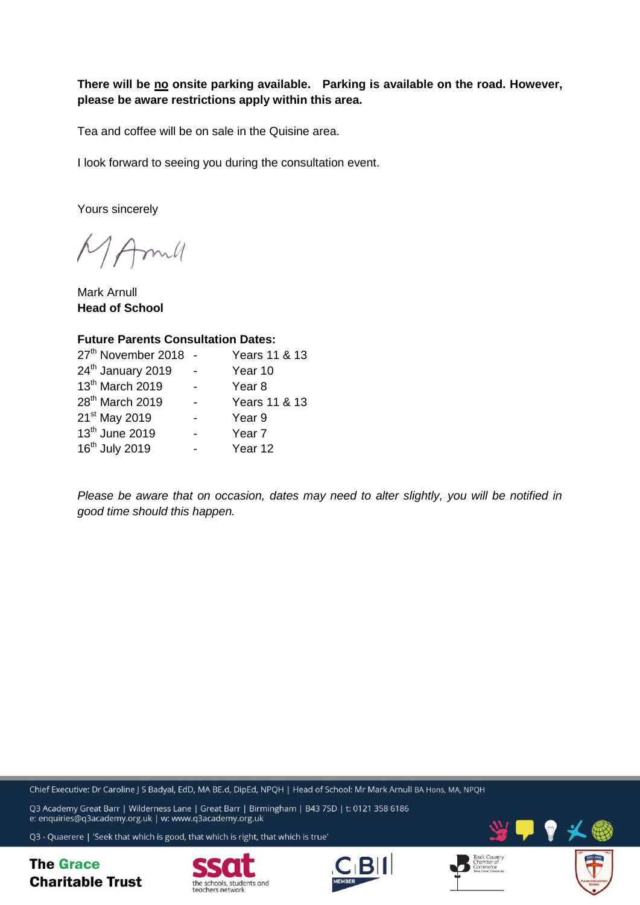**There will be no onsite parking available. Parking is available on the road. However, please be aware restrictions apply within this area.**

Tea and coffee will be on sale in the Quisine area.

I look forward to seeing you during the consultation event.

Yours sincerely

Mark Arnull
**Head of School**

**Future Parents Consultation Dates:**

| | | |
|---|---|---|
| 27th November 2018 | - | Years 11 & 13 |
| 24th January 2019 | - | Year 10 |
| 13th March 2019 | - | Year 8 |
| 28th March 2019 | - | Years 11 & 13 |
| 21st May 2019 | - | Year 9 |
| 13th June 2019 | - | Year 7 |
| 16th July 2019 | - | Year 12 |

*Please be aware that on occasion, dates may need to alter slightly, you will be notified in good time should this happen.*

Chief Executive: Dr Caroline J S Badyal, EdD, MA BE.d, DipEd, NPQH | Head of School: Mr Mark Arnull BA Hons, MA, NPQH

Q3 Academy Great Barr | Wilderness Lane | Great Barr | Birmingham | B43 7SD | t: 0121 358 6186
e: enquiries@q3academy.org.uk | w: www.q3academy.org.uk

Q3 - Quaerere | 'Seek that which is good, that which is right, that which is true'